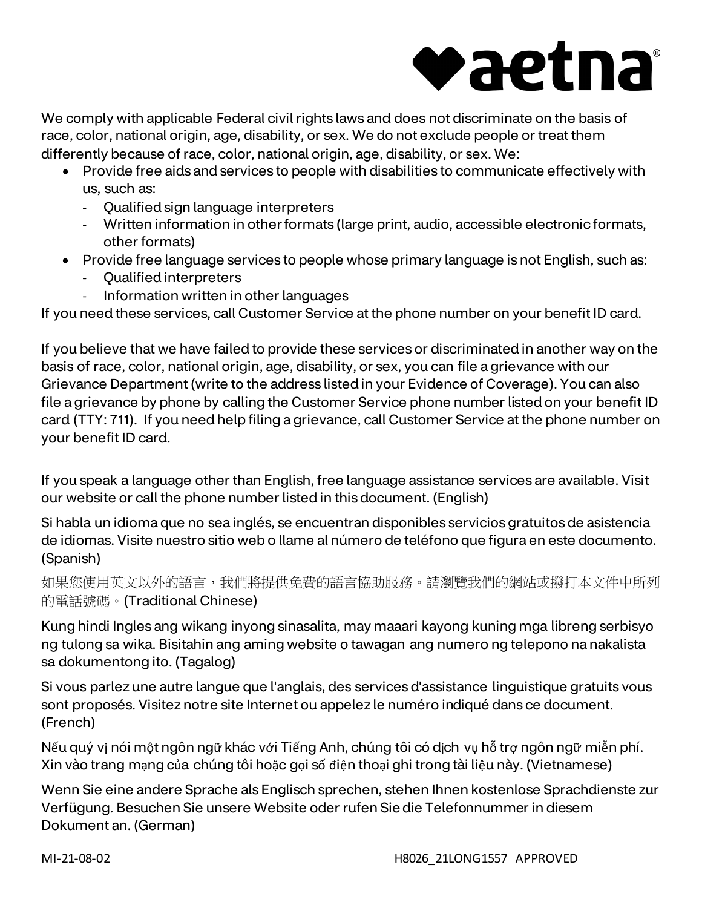♥aetna®

We comply with applicable Federal civil rights laws and does not discriminate on the basis of race, color, national origin, age, disability, or sex. We do not exclude people or treat them differently because of race, color, national origin, age, disability, or sex. We:

- Provide free aids and services to people with disabilities to communicate effectively with us, such as:
  - Qualified sign language interpreters
  - Written information in other formats (large print, audio, accessible electronic formats, other formats)
- Provide free language services to people whose primary language is not English, such as:
  - Qualified interpreters
  - Information written in other languages

If you need these services, call Customer Service at the phone number on your benefit ID card.

If you believe that we have failed to provide these services or discriminated in another way on the basis of race, color, national origin, age, disability, or sex, you can file a grievance with our Grievance Department (write to the address listed in your Evidence of Coverage). You can also file a grievance by phone by calling the Customer Service phone number listed on your benefit ID card (TTY: 711). If you need help filing a grievance, call Customer Service at the phone number on your benefit ID card.

If you speak a language other than English, free language assistance services are available. Visit our website or call the phone number listed in this document. (English)

Si habla un idioma que no sea inglés, se encuentran disponibles servicios gratuitos de asistencia de idiomas. Visite nuestro sitio web o llame al número de teléfono que figura en este documento. (Spanish)

如果您使用英文以外的語言，我們將提供免費的語言協助服務。請瀏覽我們的網站或撥打本文件中所列的電話號碼。(Traditional Chinese)

Kung hindi Ingles ang wikang inyong sinasalita, may maaari kayong kuning mga libreng serbisyo ng tulong sa wika. Bisitahin ang aming website o tawagan ang numero ng telepono na nakalista sa dokumentong ito. (Tagalog)

Si vous parlez une autre langue que l'anglais, des services d'assistance linguistique gratuits vous sont proposés. Visitez notre site Internet ou appelez le numéro indiqué dans ce document. (French)

Nếu quý vị nói một ngôn ngữ khác với Tiếng Anh, chúng tôi có dịch vụ hỗ trợ ngôn ngữ miễn phí. Xin vào trang mạng của chúng tôi hoặc gọi số điện thoại ghi trong tài liệu này. (Vietnamese)

Wenn Sie eine andere Sprache als Englisch sprechen, stehen Ihnen kostenlose Sprachdienste zur Verfügung. Besuchen Sie unsere Website oder rufen Sie die Telefonnummer in diesem Dokument an. (German)

MI-21-08-02 H8026_21LONG1557 APPROVED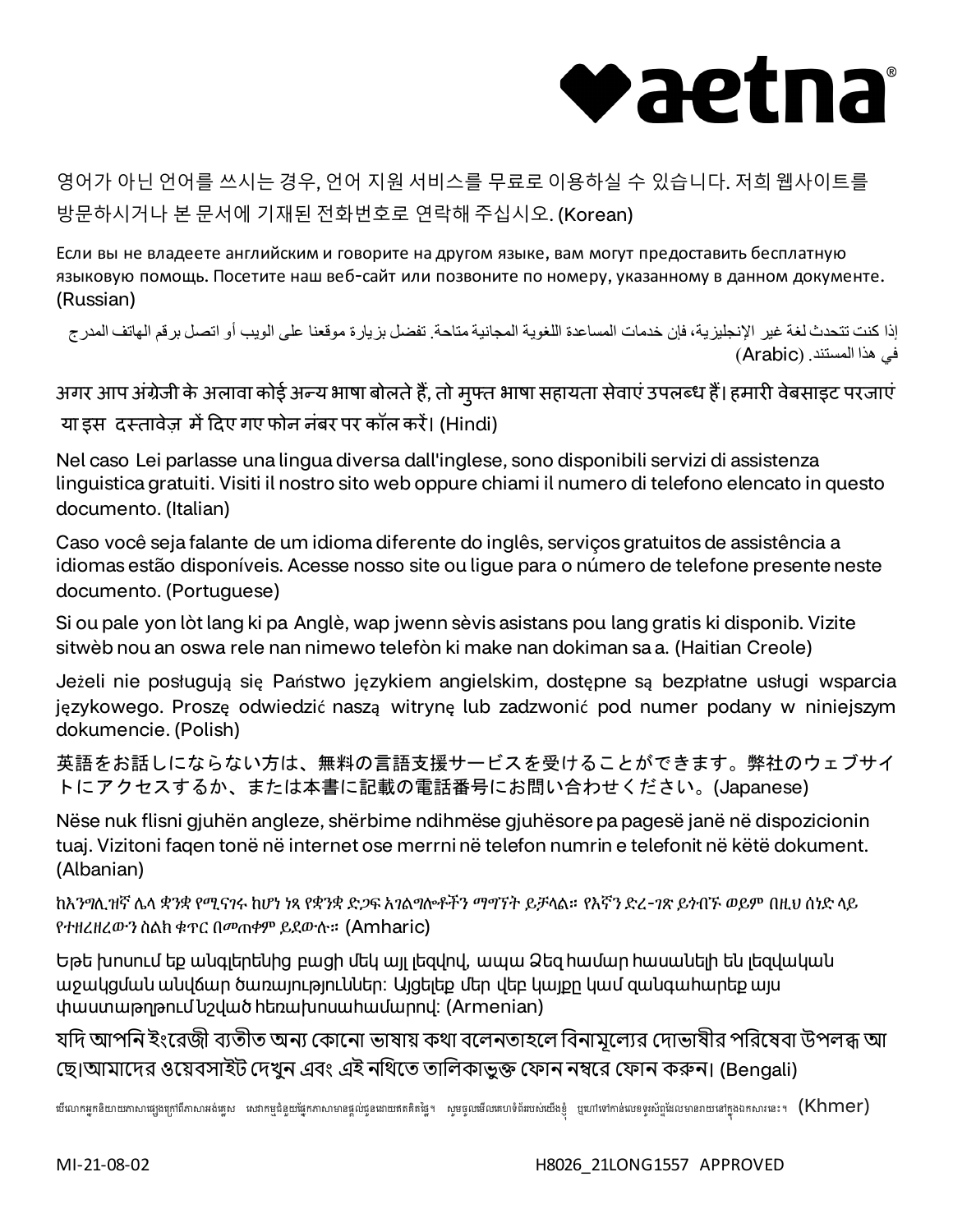aetna®

영어가 아닌 언어를 쓰시는 경우, 언어 지원 서비스를 무료로 이용하실 수 있습니다. 저희 웹사이트를 방문하시거나 본 문서에 기재된 전화번호로 연락해 주십시오. (Korean)

Если вы не владеете английским и говорите на другом языке, вам могут предоставить бесплатную языковую помощь. Посетите наш веб-сайт или позвоните по номеру, указанному в данном документе. (Russian)

إذا كنت تتحدث لغة غير الإنجليزية، فإن خدمات المساعدة اللغوية المجانية متاحة. تفضل بزيارة موقعنا على الويب أو اتصل برقم الهاتف المدرج في هذا المستند. (Arabic)

अगर आप अंग्रेजी के अलावा कोई अन्य भाषा बोलते हैं, तो मुफ्त भाषा सहायता सेवाएं उपलब्ध हैं। हमारी वेबसाइट परजाएं या इस दस्तावेज़ में दिए गए फोन नंबर पर कॉल करें। (Hindi)

Nel caso Lei parlasse una lingua diversa dall'inglese, sono disponibili servizi di assistenza linguistica gratuiti. Visiti il nostro sito web oppure chiami il numero di telefono elencato in questo documento. (Italian)

Caso você seja falante de um idioma diferente do inglês, serviços gratuitos de assistência a idiomas estão disponíveis. Acesse nosso site ou ligue para o número de telefone presente neste documento. (Portuguese)

Si ou pale yon lòt lang ki pa Anglè, wap jwenn sèvis asistans pou lang gratis ki disponib. Vizite sitwèb nou an oswa rele nan nimewo telefòn ki make nan dokiman sa a. (Haitian Creole)

Jeżeli nie posługują się Państwo językiem angielskim, dostępne są bezpłatne usługi wsparcia językowego. Proszę odwiedzić naszą witrynę lub zadzwonić pod numer podany w niniejszym dokumencie. (Polish)

英語をお話しにならない方は、無料の言語支援サービスを受けることができます。弊社のウェブサイトにアクセスするか、または本書に記載の電話番号にお問い合わせください。(Japanese)

Nëse nuk flisni gjuhën angleze, shërbime ndihmëse gjuhësore pa pagesë janë në dispozicionin tuaj. Vizitoni faqen tonë në internet ose merrni në telefon numrin e telefonit në këtë dokument. (Albanian)

ከእንግሊዝኛ ሌላ ቋንቋ የሚናገሩ ከሆነ ነጻ የቋንቋ ድጋፍ አገልግሎቶችን ማግኘት ይቻላል። የእኛን ድረ-ገጽ ይጎብኙ ወይም በዚህ ሰነድ ላይ የተዘረዘረውን ስልክ ቁጥር በመጠቀም ይደውሉ። (Amharic)

Եթե խոսում եք անգլերենից բացի մեկ այլ լեզվով, ապա Ձեզ համար հասանելի են լեզվական աջակցման անվճար ծառայություններ: Այցելեք մեր վեբ կայքը կամ զանգահարեք այս փաստաթղթում նշված հեռախոսահամարով: (Armenian)

যদি আপনি ইংরেজী ব্যতীত অন্য কোনো ভাষায় কথা বলেনতাহলে বিনামূল্যের দোভাষীর পরিষেবা উপলব্ধ আছে।আমাদের ওয়েবসাইট দেখুন এবং এই নথিতে তালিকাভুক্ত ফোন নম্বরে ফোন করুন। (Bengali)

បើលោកអ្នកនិយាយភាសាផ្សេងក្រៅពីភាសាអង់គ្លេស សេវាកម្មជំនួយផ្នែកភាសាមានផ្តល់ជូនដោយឥតគិតថ្លៃ។ សូមចូលមើលគេហទំព័ររបស់យើងខ្ញុំ ឬហៅទៅកាន់លេខទូរស័ព្ទដែលមានរាយនៅក្នុងឯកសារនេះ។ (Khmer)

MI-21-08-02 H8026_21LONG1557 APPROVED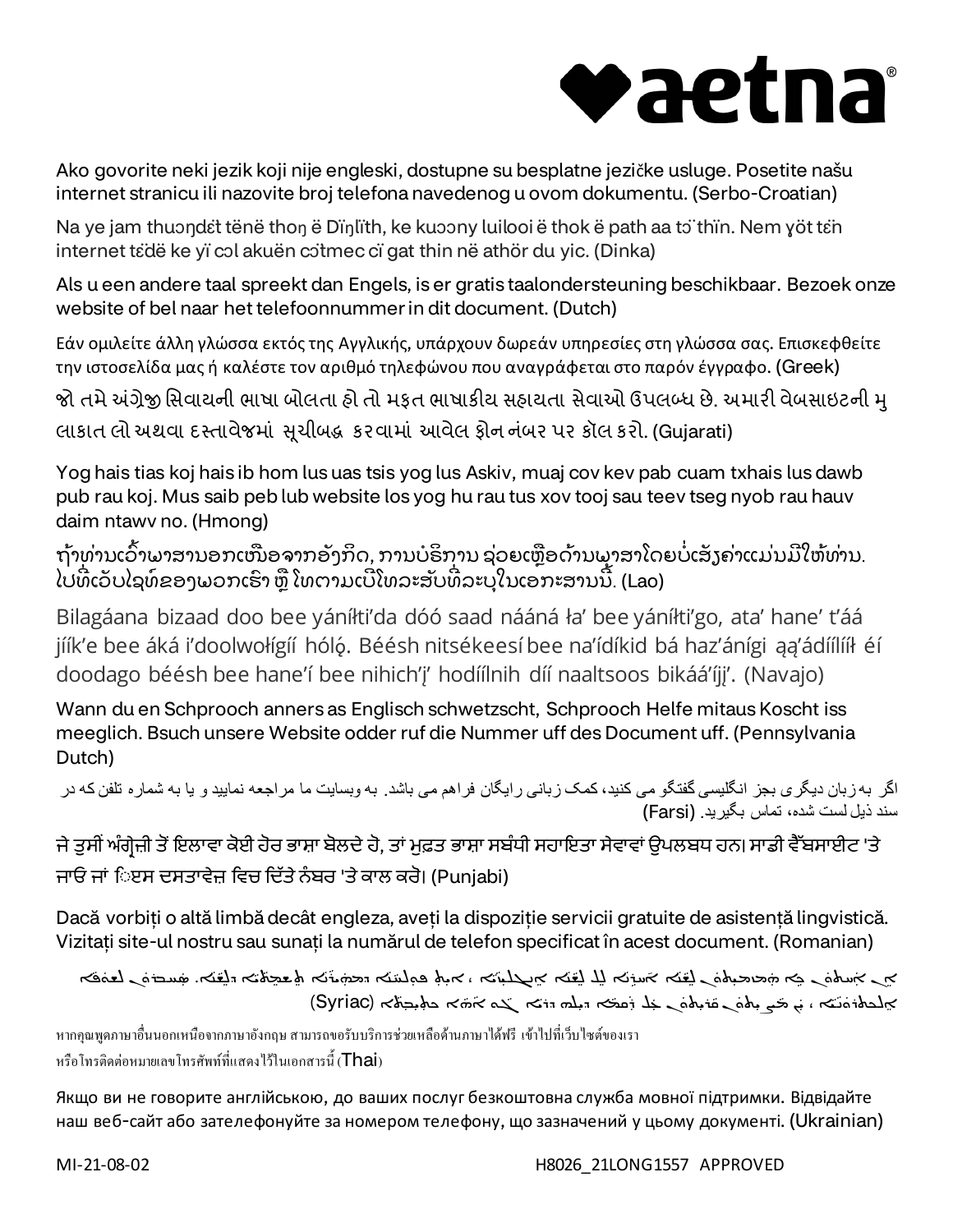aetna®

Ako govorite neki jezik koji nije engleski, dostupne su besplatne jezičke usluge. Posetite našu internet stranicu ili nazovite broj telefona navedenog u ovom dokumentu. (Serbo-Croatian)

Na ye jam thuɔŋdɛ̈t tënë thoŋ ë Dïŋlïth, ke kuɔɔny luilooi ë thok ë path aa tɔ̈ thïn. Nem ɣöt tɛ̈n internet tɛ̈dë ke yï cɔl akuën cɔ̈tmec cï gat thin në athör du yic. (Dinka)

Als u een andere taal spreekt dan Engels, is er gratis taalondersteuning beschikbaar. Bezoek onze website of bel naar het telefoonnummer in dit document. (Dutch)

Εάν ομιλείτε άλλη γλώσσα εκτός της Αγγλικής, υπάρχουν δωρεάν υπηρεσίες στη γλώσσα σας. Επισκεφθείτε την ιστοσελίδα μας ή καλέστε τον αριθμό τηλεφώνου που αναγράφεται στο παρόν έγγραφο. (Greek)

જો તમે અંગ્રેજી સિવાયની ભાષા બોલતા હો તો મફત ભાષાકીય સહાયતા સેવાઓ ઉપલબ્ધ છે. અમારી વેબસાઇટની મુલાકાત લો અથવા દસ્તાવેજમાં સૂચીબદ્ધ કરવામાં આવેલ ફોન નંબર પર કૉલ કરો. (Gujarati)

Yog hais tias koj hais ib hom lus uas tsis yog lus Askiv, muaj cov kev pab cuam txhais lus dawb pub rau koj. Mus saib peb lub website los yog hu rau tus xov tooj sau teev tseg nyob rau hauv daim ntawv no. (Hmong)

ຖ້າທ່ານເວົ້າພາສານອກເໜືອຈາກອັງກິດ, ການບໍລິການ ຊ່ວຍເຫຼືອດ້ານພາສາໂດຍບໍ່ເສັງຄ່າແມ່ນມີໃຫ້ທ່ານ. ໄປທີ່ເວັບໄຊທ໌ຂອງພວກເຮົາ ຫຼື ໂທຕາມເບີໂທລະສັບທີ່ລະບຸໃນເອກະສານນີ້. (Lao)

Bilagáana bizaad doo bee yáníłti'da dóó saad nááná ła' bee yáníłti'go, ata' hane' t'áá jíík'e bee áká i'doolwołígíí hóló̜. Béésh nitsékeesí bee na'ídíkid bá haz'ánígi ąą'ádíílííł éí doodago béésh bee hane'í bee nihich'į' hodíílnih díí naaltsoos bikáá'íjį'. (Navajo)

Wann du en Schprooch anners as Englisch schwetzscht, Schprooch Helfe mitaus Koscht iss meeglich. Bsuch unsere Website odder ruf die Nummer uff des Document uff. (Pennsylvania Dutch)

اگر به زبان دیگری بجز انگلیسی گفتگو می کنید، کمک زبانی رایگان فراهم می باشد. به وبسایت ما مراجعه نمایید و یا به شماره تلفن که در سند ذیل لست شده، تماس بگیرید. (Farsi)

ਜੇ ਤੁਸੀਂ ਅੰਗ੍ਰੇਜ਼ੀ ਤੋਂ ਇਲਾਵਾ ਕੋਈ ਹੋਰ ਭਾਸ਼ਾ ਬੋਲਦੇ ਹੋ, ਤਾਂ ਮੁਫ਼ਤ ਭਾਸ਼ਾ ਸਬੰਧੀ ਸਹਾਇਤਾ ਸੇਵਾਵਾਂ ਉਪਲਬਧ ਹਨ। ਸਾਡੀ ਵੈੱਬਸਾਈਟ 'ਤੇ ਜਾਓ ਜਾਂ ਇਸ ਦਸਤਾਵੇਜ਼ ਵਿਚ ਦਿੱਤੇ ਨੰਬਰ 'ਤੇ ਕਾਲ ਕਰੋ। (Punjabi)

Dacă vorbiți o altă limbă decât engleza, aveți la dispoziție servicii gratuite de asistență lingvistică. Vizitați site-ul nostru sau sunați la numărul de telefon specificat în acest document. (Romanian)

ܐܢ ܐܢܬܘܢ ܡܡܠܠܝܢ ܠܫܢܐ ܐܚܪܢܐ ܠܐ ܐܢܓܠܝܙܝܐ، ܐܝܬ ܫܡܫܘܬܐ ܕܥܘܕܪܢܐ ܒܠܫܢܐ ܡܓܢܐܝܬ. ܣܘܥܘ ܠܐܬܪܐ ܕܐܠܟܬܪܘܢܝܐ، ܐܘ ܩܪܘ ܠܡܢܝܢܐ ܕܛܠܝܦܘܢ ܕܟܬܝܒ ܒܗܢܐ ܟܬܒܐ (Syriac)

หากคุณพูดภาษาอื่นนอกเหนือจากภาษาอังกฤษ สามารถขอรับบริการช่วยเหลือด้านภาษาได้ฟรี เข้าไปที่เว็บไซต์ของเรา หรือโทรติดต่อหมายเลขโทรศัพท์ที่แสดงไว้ในเอกสารนี้ (Thai)

Якщо ви не говорите англійською, до ваших послуг безкоштовна служба мовної підтримки. Відвідайте наш веб-сайт або зателефонуйте за номером телефону, що зазначений у цьому документі. (Ukrainian)

MI-21-08-02 H8026_21LONG1557 APPROVED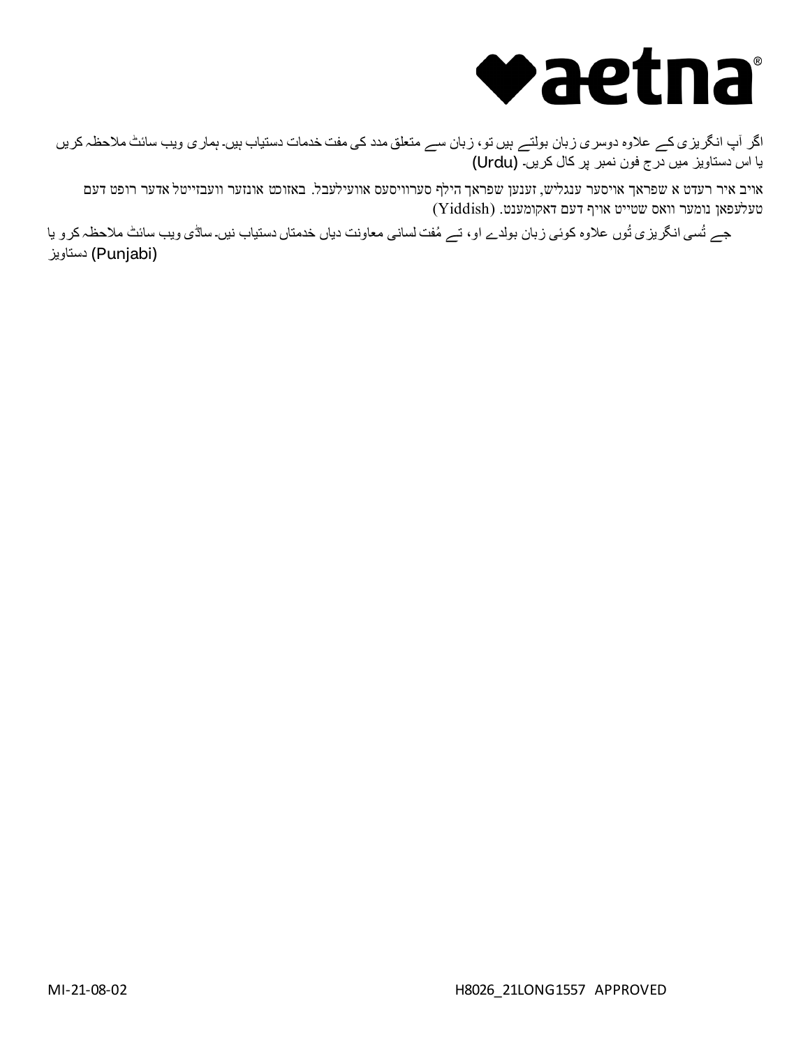aetna®

اگر آپ انگریزی کے علاوہ دوسری زبان بولتے ہیں تو، زبان سے متعلق مدد کی مفت خدمات دستیاب ہیں۔ ہماری ویب سائٹ ملاحظہ کریں یا اس دستاویز میں درج فون نمبر پر کال کریں۔ (Urdu)

אויב איר רעדט א שפראך אויסער ענגליש, זענען שפראך הילף סערוויסעס אוועילעבל. באזוכט אונזער וועבזייטל אדער רופט דעם טעלעפאן נומער וואס שטייט אויף דעם דאקומענט. (Yiddish)

جے تُسی انگریزی تُوں علاوہ کوئی زبان بولدے او، تے مُفت لسانی معاونت دیاں خدمتاں دستیاب نیں۔ ساڈی ویب سائٹ ملاحظہ کرو یا دستاویز (Punjabi)

MI-21-08-02 H8026_21LONG1557 APPROVED